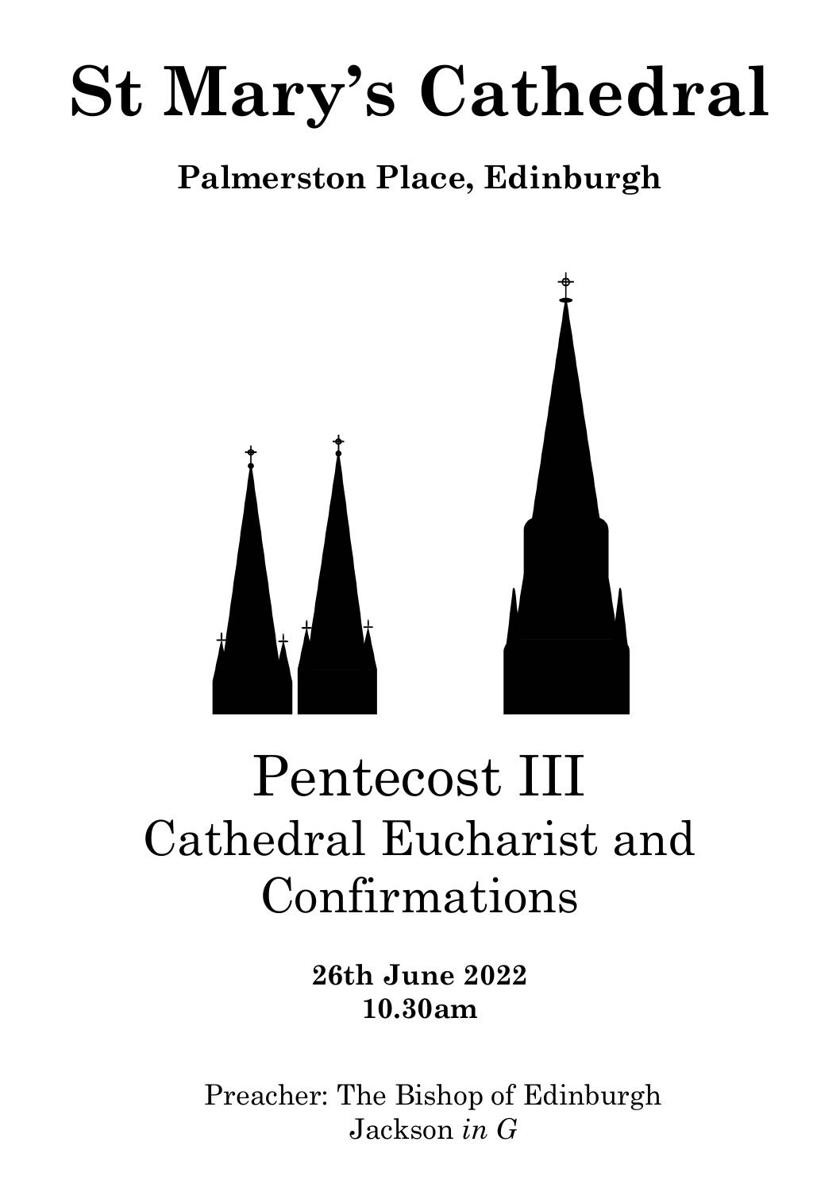# St Mary's Cathedral

**Palmerston Place, Edinburgh**

## Pentecost III
## Cathedral Eucharist and Confirmations

**26th June 2022**
**10.30am**

Preacher: The Bishop of Edinburgh
Jackson *in G*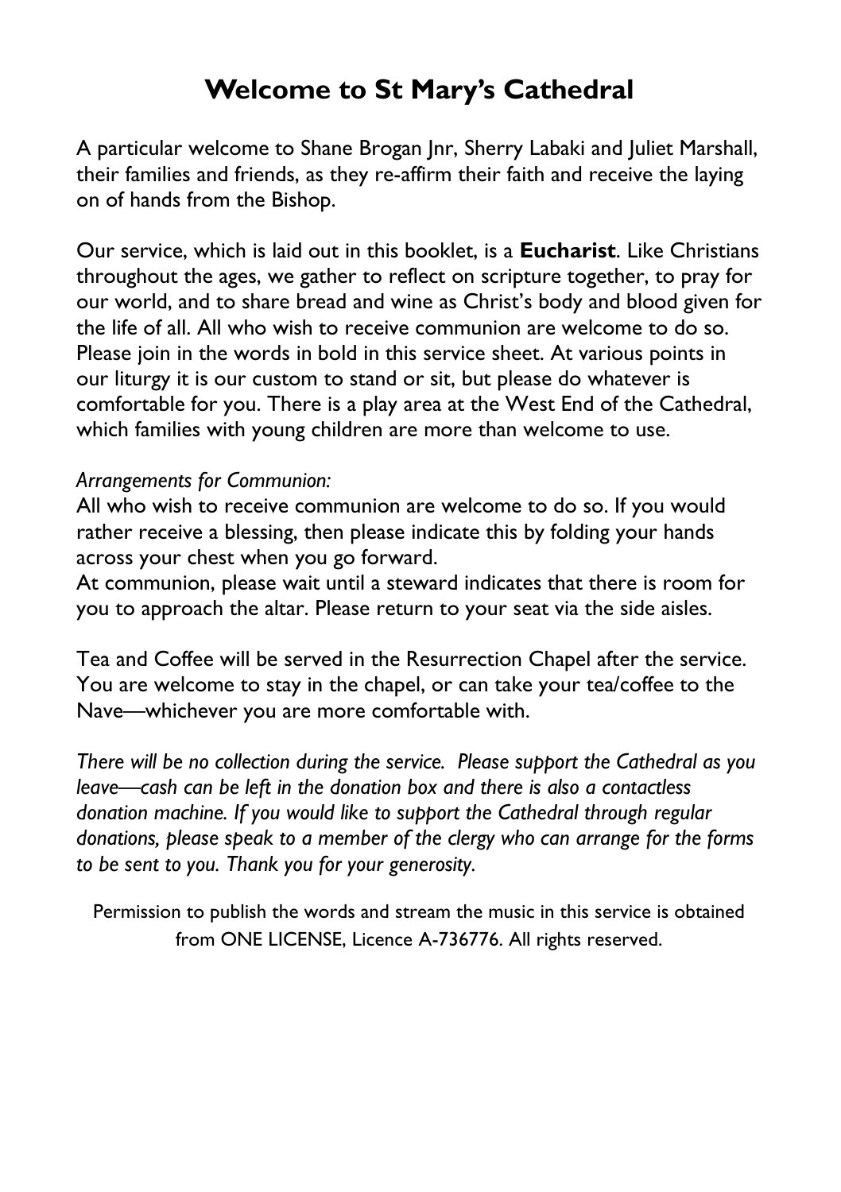# Welcome to St Mary's Cathedral

A particular welcome to Shane Brogan Jnr, Sherry Labaki and Juliet Marshall, their families and friends, as they re-affirm their faith and receive the laying on of hands from the Bishop.

Our service, which is laid out in this booklet, is a **Eucharist**. Like Christians throughout the ages, we gather to reflect on scripture together, to pray for our world, and to share bread and wine as Christ's body and blood given for the life of all. All who wish to receive communion are welcome to do so. Please join in the words in bold in this service sheet. At various points in our liturgy it is our custom to stand or sit, but please do whatever is comfortable for you. There is a play area at the West End of the Cathedral, which families with young children are more than welcome to use.

*Arrangements for Communion:*
All who wish to receive communion are welcome to do so. If you would rather receive a blessing, then please indicate this by folding your hands across your chest when you go forward.
At communion, please wait until a steward indicates that there is room for you to approach the altar. Please return to your seat via the side aisles.

Tea and Coffee will be served in the Resurrection Chapel after the service. You are welcome to stay in the chapel, or can take your tea/coffee to the Nave—whichever you are more comfortable with.

*There will be no collection during the service. Please support the Cathedral as you leave—cash can be left in the donation box and there is also a contactless donation machine. If you would like to support the Cathedral through regular donations, please speak to a member of the clergy who can arrange for the forms to be sent to you. Thank you for your generosity.*

Permission to publish the words and stream the music in this service is obtained from ONE LICENSE, Licence A-736776. All rights reserved.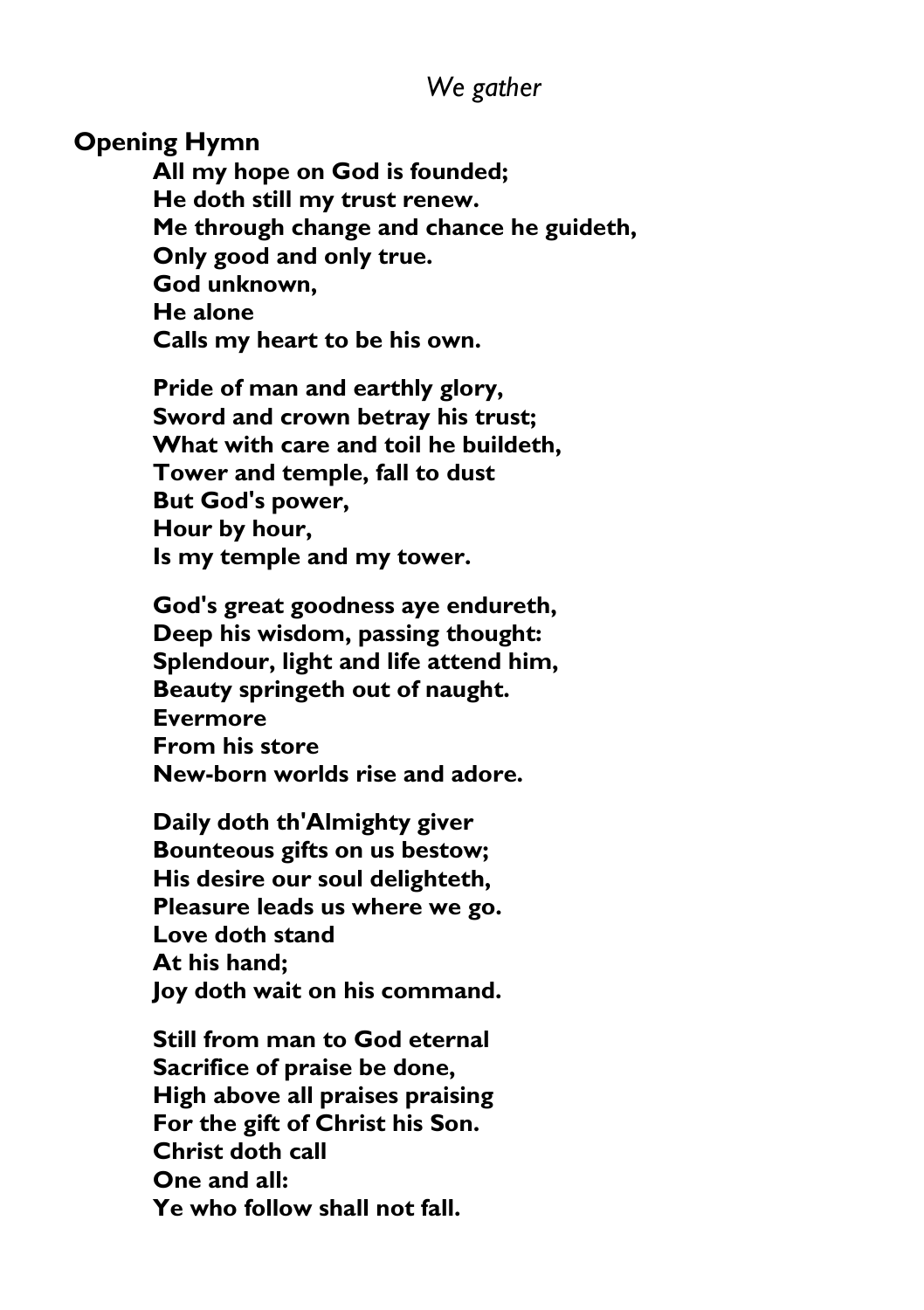*We gather*

**Opening Hymn**

**All my hope on God is founded;**
**He doth still my trust renew.**
**Me through change and chance he guideth,**
**Only good and only true.**
**God unknown,**
**He alone**
**Calls my heart to be his own.**

**Pride of man and earthly glory,**
**Sword and crown betray his trust;**
**What with care and toil he buildeth,**
**Tower and temple, fall to dust**
**But God's power,**
**Hour by hour,**
**Is my temple and my tower.**

**God's great goodness aye endureth,**
**Deep his wisdom, passing thought:**
**Splendour, light and life attend him,**
**Beauty springeth out of naught.**
**Evermore**
**From his store**
**New-born worlds rise and adore.**

**Daily doth th'Almighty giver**
**Bounteous gifts on us bestow;**
**His desire our soul delighteth,**
**Pleasure leads us where we go.**
**Love doth stand**
**At his hand;**
**Joy doth wait on his command.**

**Still from man to God eternal**
**Sacrifice of praise be done,**
**High above all praises praising**
**For the gift of Christ his Son.**
**Christ doth call**
**One and all:**
**Ye who follow shall not fall.**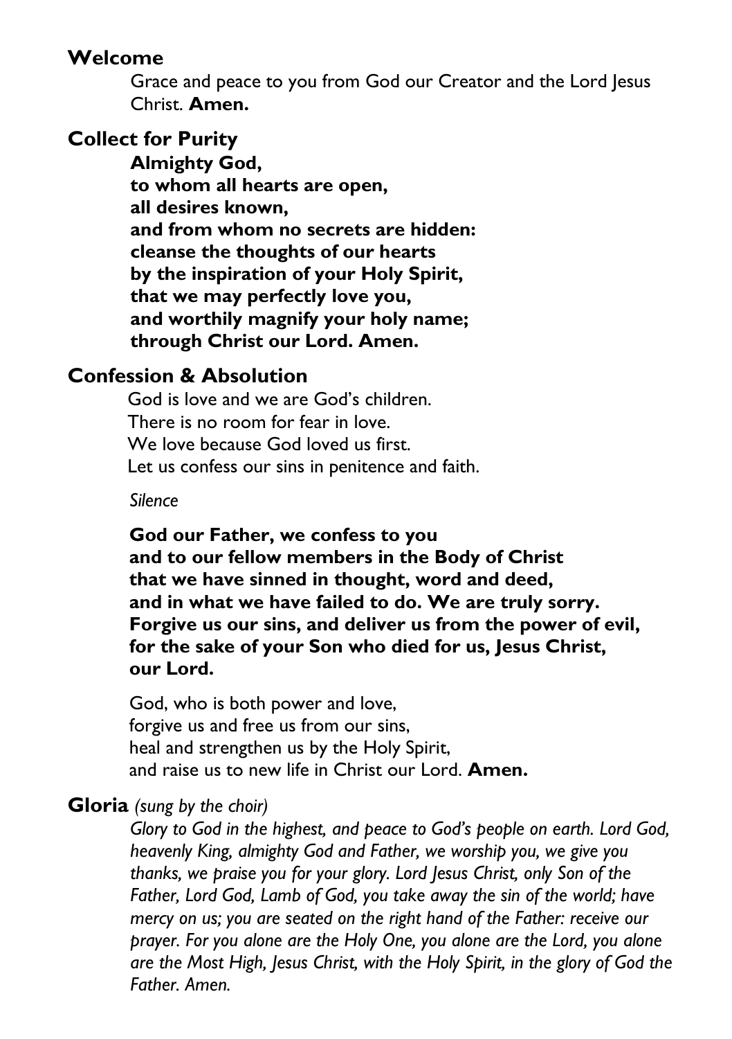## Welcome

Grace and peace to you from God our Creator and the Lord Jesus Christ. **Amen.**

## Collect for Purity

**Almighty God,**
**to whom all hearts are open,**
**all desires known,**
**and from whom no secrets are hidden:**
**cleanse the thoughts of our hearts**
**by the inspiration of your Holy Spirit,**
**that we may perfectly love you,**
**and worthily magnify your holy name;**
**through Christ our Lord. Amen.**

## Confession & Absolution

God is love and we are God's children.
There is no room for fear in love.
We love because God loved us first.
Let us confess our sins in penitence and faith.

*Silence*

**God our Father, we confess to you**
**and to our fellow members in the Body of Christ**
**that we have sinned in thought, word and deed,**
**and in what we have failed to do. We are truly sorry.**
**Forgive us our sins, and deliver us from the power of evil,**
**for the sake of your Son who died for us, Jesus Christ,**
**our Lord.**

God, who is both power and love,
forgive us and free us from our sins,
heal and strengthen us by the Holy Spirit,
and raise us to new life in Christ our Lord. **Amen.**

## Gloria *(sung by the choir)*

*Glory to God in the highest, and peace to God's people on earth. Lord God, heavenly King, almighty God and Father, we worship you, we give you thanks, we praise you for your glory. Lord Jesus Christ, only Son of the Father, Lord God, Lamb of God, you take away the sin of the world; have mercy on us; you are seated on the right hand of the Father: receive our prayer. For you alone are the Holy One, you alone are the Lord, you alone are the Most High, Jesus Christ, with the Holy Spirit, in the glory of God the Father. Amen.*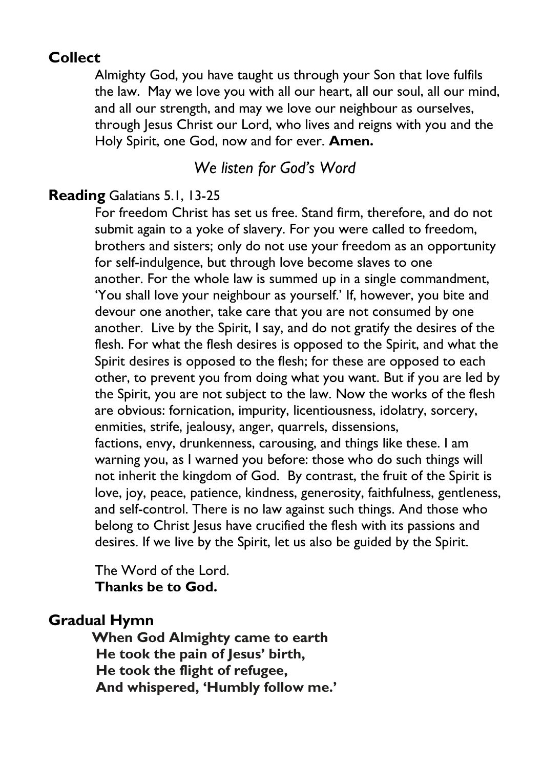## Collect

Almighty God, you have taught us through your Son that love fulfils the law. May we love you with all our heart, all our soul, all our mind, and all our strength, and may we love our neighbour as ourselves, through Jesus Christ our Lord, who lives and reigns with you and the Holy Spirit, one God, now and for ever. **Amen.**

*We listen for God's Word*

## Reading Galatians 5.1, 13-25

For freedom Christ has set us free. Stand firm, therefore, and do not submit again to a yoke of slavery. For you were called to freedom, brothers and sisters; only do not use your freedom as an opportunity for self-indulgence, but through love become slaves to one another. For the whole law is summed up in a single commandment, 'You shall love your neighbour as yourself.' If, however, you bite and devour one another, take care that you are not consumed by one another. Live by the Spirit, I say, and do not gratify the desires of the flesh. For what the flesh desires is opposed to the Spirit, and what the Spirit desires is opposed to the flesh; for these are opposed to each other, to prevent you from doing what you want. But if you are led by the Spirit, you are not subject to the law. Now the works of the flesh are obvious: fornication, impurity, licentiousness, idolatry, sorcery, enmities, strife, jealousy, anger, quarrels, dissensions, factions, envy, drunkenness, carousing, and things like these. I am warning you, as I warned you before: those who do such things will not inherit the kingdom of God. By contrast, the fruit of the Spirit is love, joy, peace, patience, kindness, generosity, faithfulness, gentleness, and self-control. There is no law against such things. And those who belong to Christ Jesus have crucified the flesh with its passions and desires. If we live by the Spirit, let us also be guided by the Spirit.

The Word of the Lord.
**Thanks be to God.**

## Gradual Hymn

**When God Almighty came to earth**
**He took the pain of Jesus' birth,**
**He took the flight of refugee,**
**And whispered, 'Humbly follow me.'**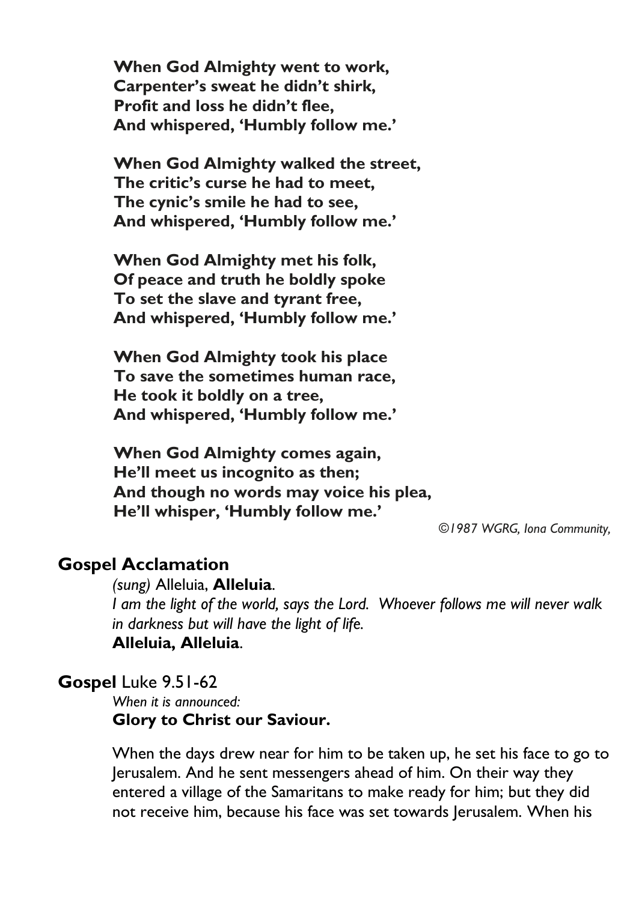**When God Almighty went to work,**
**Carpenter's sweat he didn't shirk,**
**Profit and loss he didn't flee,**
**And whispered, 'Humbly follow me.'**

**When God Almighty walked the street,**
**The critic's curse he had to meet,**
**The cynic's smile he had to see,**
**And whispered, 'Humbly follow me.'**

**When God Almighty met his folk,**
**Of peace and truth he boldly spoke**
**To set the slave and tyrant free,**
**And whispered, 'Humbly follow me.'**

**When God Almighty took his place**
**To save the sometimes human race,**
**He took it boldly on a tree,**
**And whispered, 'Humbly follow me.'**

**When God Almighty comes again,**
**He'll meet us incognito as then;**
**And though no words may voice his plea,**
**He'll whisper, 'Humbly follow me.'**

*©1987 WGRG, Iona Community,*

## Gospel Acclamation

*(sung)* Alleluia, **Alleluia**.
*I am the light of the world, says the Lord. Whoever follows me will never walk in darkness but will have the light of life.*
**Alleluia, Alleluia**.

## Gospel Luke 9.51-62

*When it is announced:*
**Glory to Christ our Saviour.**

When the days drew near for him to be taken up, he set his face to go to Jerusalem. And he sent messengers ahead of him. On their way they entered a village of the Samaritans to make ready for him; but they did not receive him, because his face was set towards Jerusalem. When his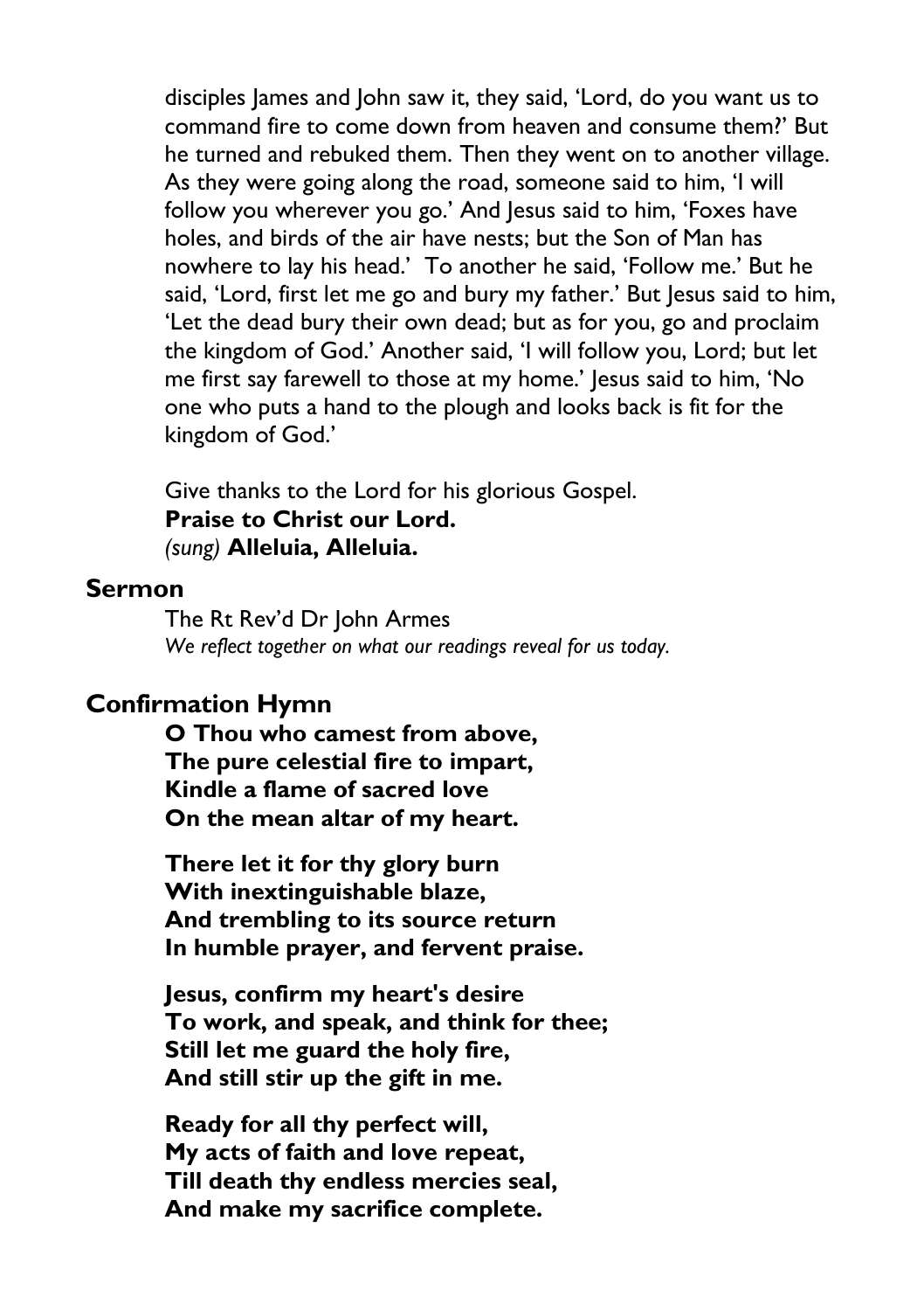disciples James and John saw it, they said, 'Lord, do you want us to command fire to come down from heaven and consume them?' But he turned and rebuked them. Then they went on to another village. As they were going along the road, someone said to him, 'I will follow you wherever you go.' And Jesus said to him, 'Foxes have holes, and birds of the air have nests; but the Son of Man has nowhere to lay his head.' To another he said, 'Follow me.' But he said, 'Lord, first let me go and bury my father.' But Jesus said to him, 'Let the dead bury their own dead; but as for you, go and proclaim the kingdom of God.' Another said, 'I will follow you, Lord; but let me first say farewell to those at my home.' Jesus said to him, 'No one who puts a hand to the plough and looks back is fit for the kingdom of God.'

Give thanks to the Lord for his glorious Gospel.
**Praise to Christ our Lord.**
*(sung)* **Alleluia, Alleluia.**

## Sermon

The Rt Rev'd Dr John Armes
*We reflect together on what our readings reveal for us today.*

## Confirmation Hymn

**O Thou who camest from above,**
**The pure celestial fire to impart,**
**Kindle a flame of sacred love**
**On the mean altar of my heart.**

**There let it for thy glory burn**
**With inextinguishable blaze,**
**And trembling to its source return**
**In humble prayer, and fervent praise.**

**Jesus, confirm my heart's desire**
**To work, and speak, and think for thee;**
**Still let me guard the holy fire,**
**And still stir up the gift in me.**

**Ready for all thy perfect will,**
**My acts of faith and love repeat,**
**Till death thy endless mercies seal,**
**And make my sacrifice complete.**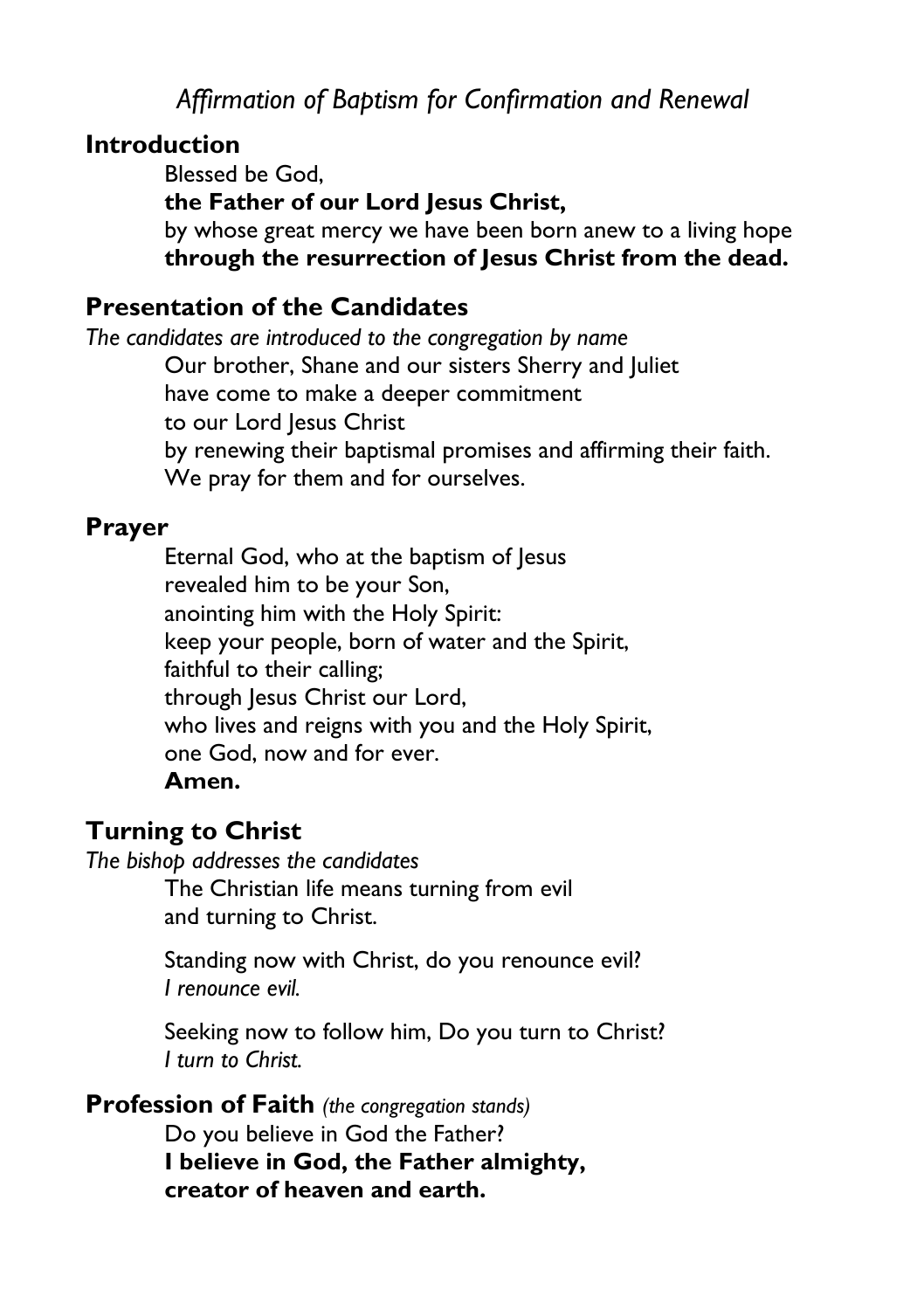*Affirmation of Baptism for Confirmation and Renewal*

## Introduction

Blessed be God,
**the Father of our Lord Jesus Christ,**
by whose great mercy we have been born anew to a living hope
**through the resurrection of Jesus Christ from the dead.**

## Presentation of the Candidates

*The candidates are introduced to the congregation by name*

Our brother, Shane and our sisters Sherry and Juliet
have come to make a deeper commitment
to our Lord Jesus Christ
by renewing their baptismal promises and affirming their faith.
We pray for them and for ourselves.

## Prayer

Eternal God, who at the baptism of Jesus
revealed him to be your Son,
anointing him with the Holy Spirit:
keep your people, born of water and the Spirit,
faithful to their calling;
through Jesus Christ our Lord,
who lives and reigns with you and the Holy Spirit,
one God, now and for ever.
**Amen.**

## Turning to Christ

*The bishop addresses the candidates*

The Christian life means turning from evil
and turning to Christ.

Standing now with Christ, do you renounce evil?
*I renounce evil.*

Seeking now to follow him, Do you turn to Christ?
*I turn to Christ.*

## Profession of Faith *(the congregation stands)*

Do you believe in God the Father?
**I believe in God, the Father almighty,**
**creator of heaven and earth.**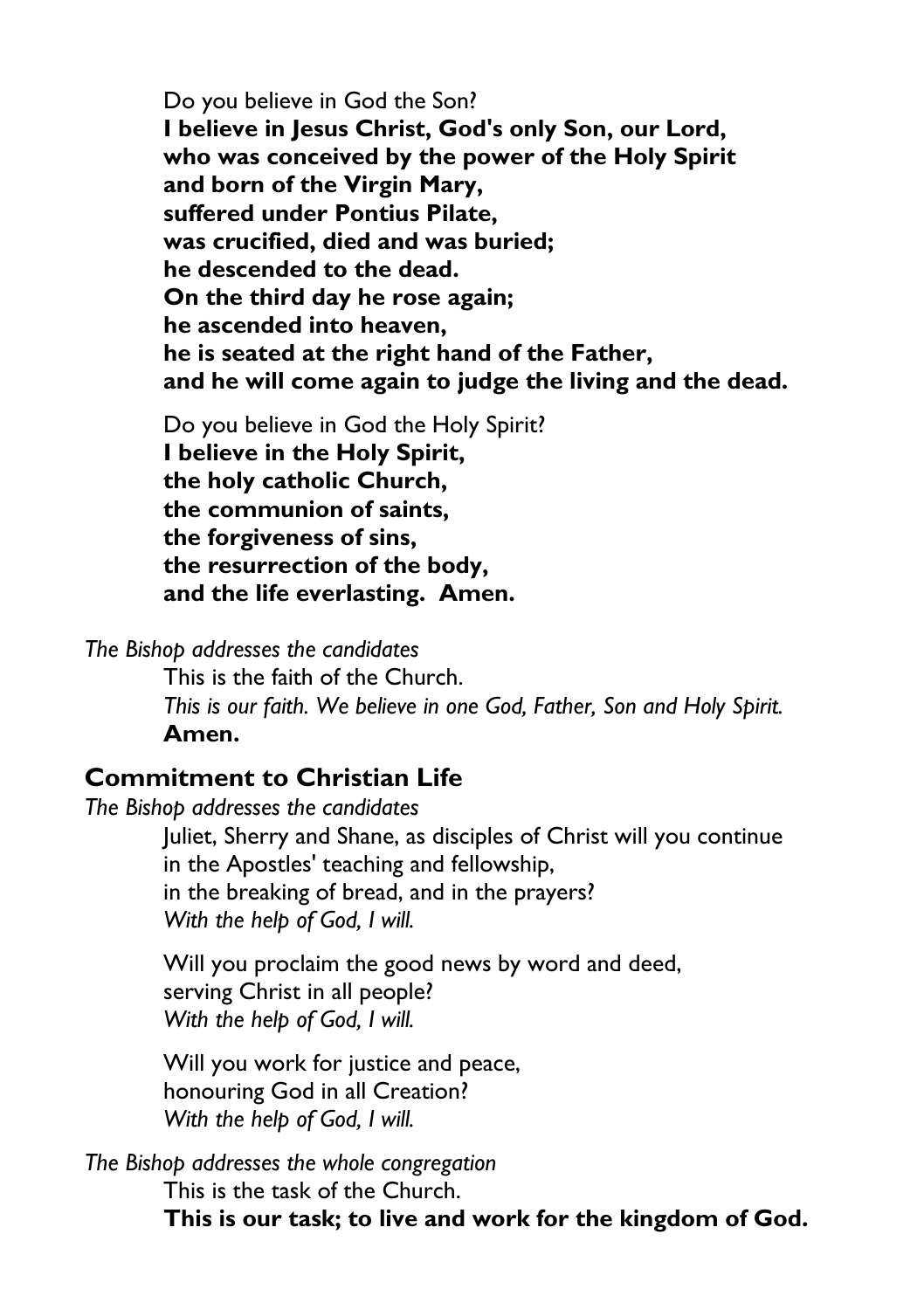Do you believe in God the Son?
**I believe in Jesus Christ, God's only Son, our Lord,**
**who was conceived by the power of the Holy Spirit**
**and born of the Virgin Mary,**
**suffered under Pontius Pilate,**
**was crucified, died and was buried;**
**he descended to the dead.**
**On the third day he rose again;**
**he ascended into heaven,**
**he is seated at the right hand of the Father,**
**and he will come again to judge the living and the dead.**

Do you believe in God the Holy Spirit?
**I believe in the Holy Spirit,**
**the holy catholic Church,**
**the communion of saints,**
**the forgiveness of sins,**
**the resurrection of the body,**
**and the life everlasting. Amen.**

*The Bishop addresses the candidates*

This is the faith of the Church.
*This is our faith. We believe in one God, Father, Son and Holy Spirit.*
**Amen.**

## Commitment to Christian Life

*The Bishop addresses the candidates*

Juliet, Sherry and Shane, as disciples of Christ will you continue
in the Apostles' teaching and fellowship,
in the breaking of bread, and in the prayers?
*With the help of God, I will.*

Will you proclaim the good news by word and deed,
serving Christ in all people?
*With the help of God, I will.*

Will you work for justice and peace,
honouring God in all Creation?
*With the help of God, I will.*

*The Bishop addresses the whole congregation*

This is the task of the Church.
**This is our task; to live and work for the kingdom of God.**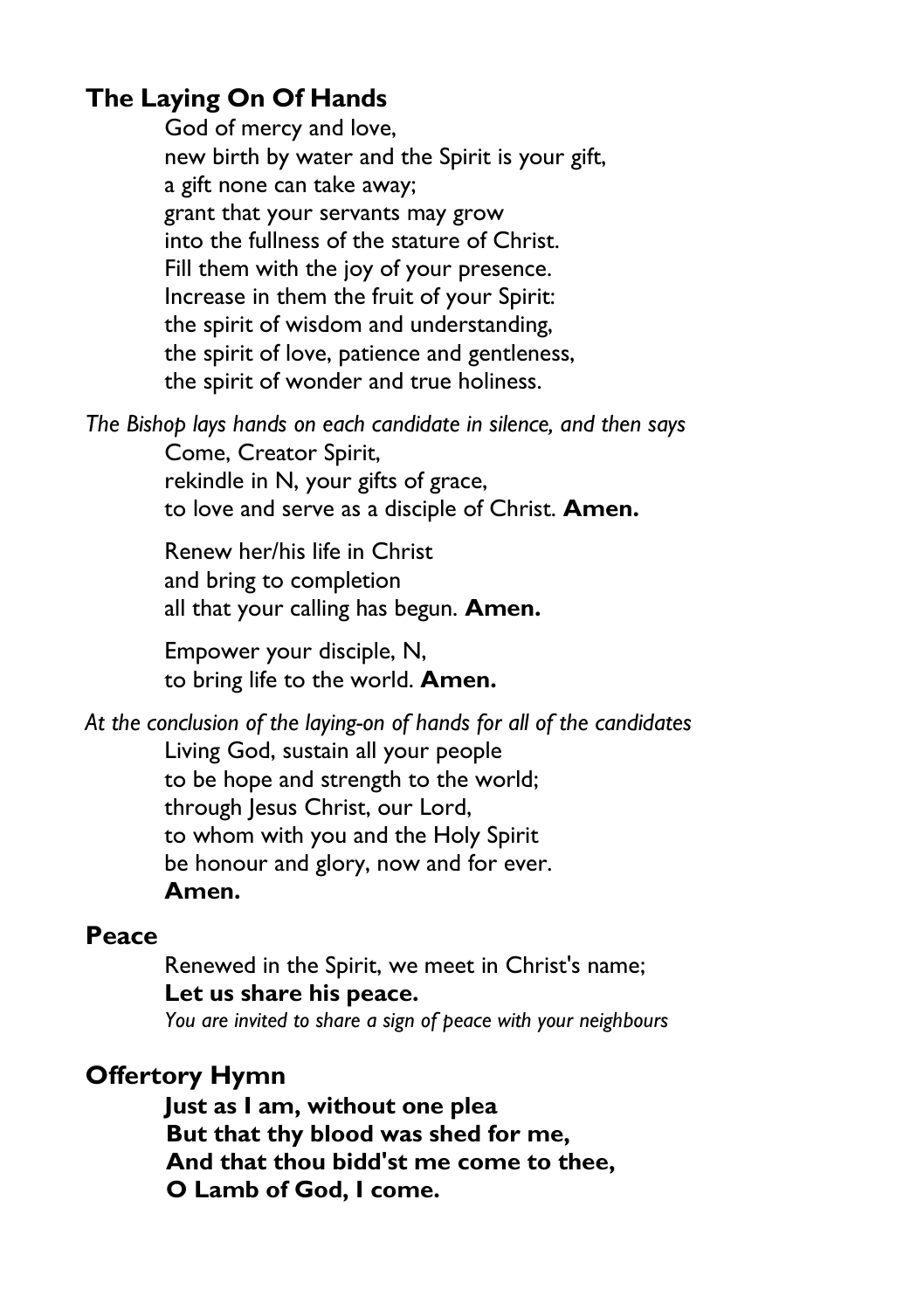## The Laying On Of Hands

God of mercy and love,
new birth by water and the Spirit is your gift,
a gift none can take away;
grant that your servants may grow
into the fullness of the stature of Christ.
Fill them with the joy of your presence.
Increase in them the fruit of your Spirit:
the spirit of wisdom and understanding,
the spirit of love, patience and gentleness,
the spirit of wonder and true holiness.

*The Bishop lays hands on each candidate in silence, and then says*

Come, Creator Spirit,
rekindle in N, your gifts of grace,
to love and serve as a disciple of Christ. **Amen.**

Renew her/his life in Christ
and bring to completion
all that your calling has begun. **Amen.**

Empower your disciple, N,
to bring life to the world. **Amen.**

*At the conclusion of the laying-on of hands for all of the candidates*

Living God, sustain all your people
to be hope and strength to the world;
through Jesus Christ, our Lord,
to whom with you and the Holy Spirit
be honour and glory, now and for ever.
**Amen.**

## Peace

Renewed in the Spirit, we meet in Christ's name;
**Let us share his peace.**
*You are invited to share a sign of peace with your neighbours*

## Offertory Hymn

**Just as I am, without one plea**
**But that thy blood was shed for me,**
**And that thou bidd'st me come to thee,**
**O Lamb of God, I come.**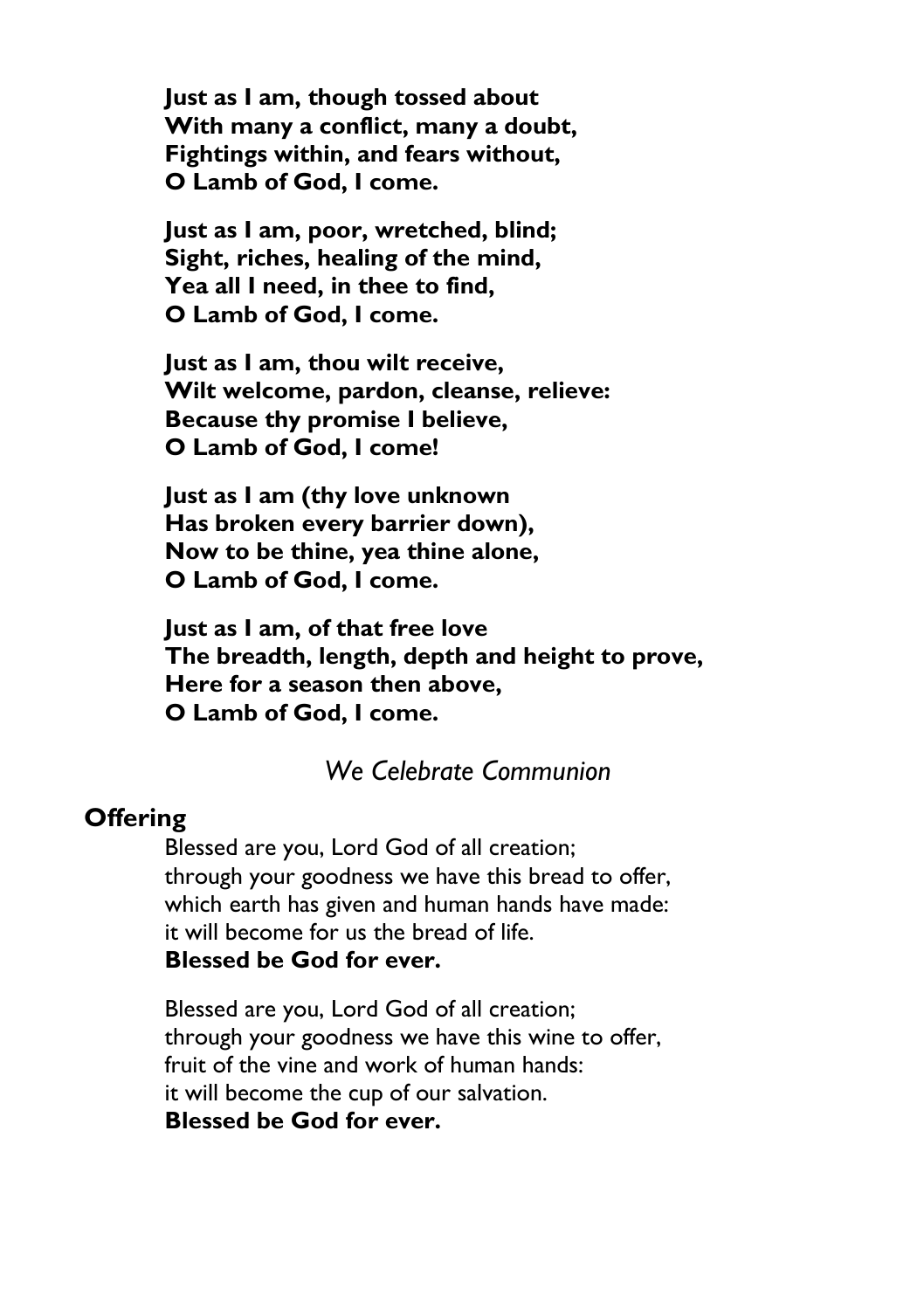**Just as I am, though tossed about**
**With many a conflict, many a doubt,**
**Fightings within, and fears without,**
**O Lamb of God, I come.**

**Just as I am, poor, wretched, blind;**
**Sight, riches, healing of the mind,**
**Yea all I need, in thee to find,**
**O Lamb of God, I come.**

**Just as I am, thou wilt receive,**
**Wilt welcome, pardon, cleanse, relieve:**
**Because thy promise I believe,**
**O Lamb of God, I come!**

**Just as I am (thy love unknown**
**Has broken every barrier down),**
**Now to be thine, yea thine alone,**
**O Lamb of God, I come.**

**Just as I am, of that free love**
**The breadth, length, depth and height to prove,**
**Here for a season then above,**
**O Lamb of God, I come.**

*We Celebrate Communion*

## Offering

Blessed are you, Lord God of all creation;
through your goodness we have this bread to offer,
which earth has given and human hands have made:
it will become for us the bread of life.
**Blessed be God for ever.**

Blessed are you, Lord God of all creation;
through your goodness we have this wine to offer,
fruit of the vine and work of human hands:
it will become the cup of our salvation.
**Blessed be God for ever.**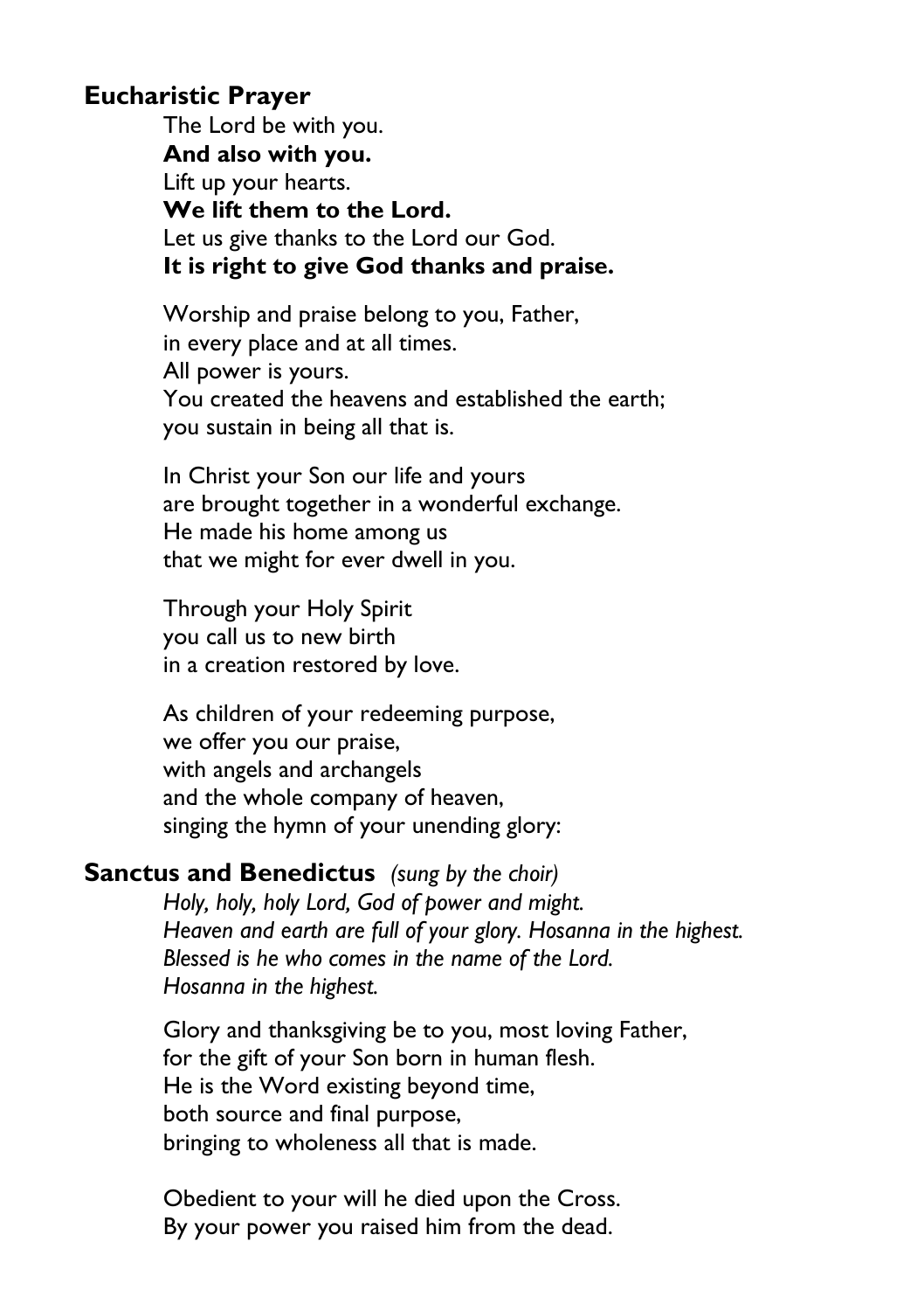## Eucharistic Prayer

The Lord be with you.
**And also with you.**
Lift up your hearts.
**We lift them to the Lord.**
Let us give thanks to the Lord our God.
**It is right to give God thanks and praise.**

Worship and praise belong to you, Father,
in every place and at all times.
All power is yours.
You created the heavens and established the earth;
you sustain in being all that is.

In Christ your Son our life and yours
are brought together in a wonderful exchange.
He made his home among us
that we might for ever dwell in you.

Through your Holy Spirit
you call us to new birth
in a creation restored by love.

As children of your redeeming purpose,
we offer you our praise,
with angels and archangels
and the whole company of heaven,
singing the hymn of your unending glory:

## Sanctus and Benedictus *(sung by the choir)*

*Holy, holy, holy Lord, God of power and might.*
*Heaven and earth are full of your glory. Hosanna in the highest.*
*Blessed is he who comes in the name of the Lord.*
*Hosanna in the highest.*

Glory and thanksgiving be to you, most loving Father,
for the gift of your Son born in human flesh.
He is the Word existing beyond time,
both source and final purpose,
bringing to wholeness all that is made.

Obedient to your will he died upon the Cross.
By your power you raised him from the dead.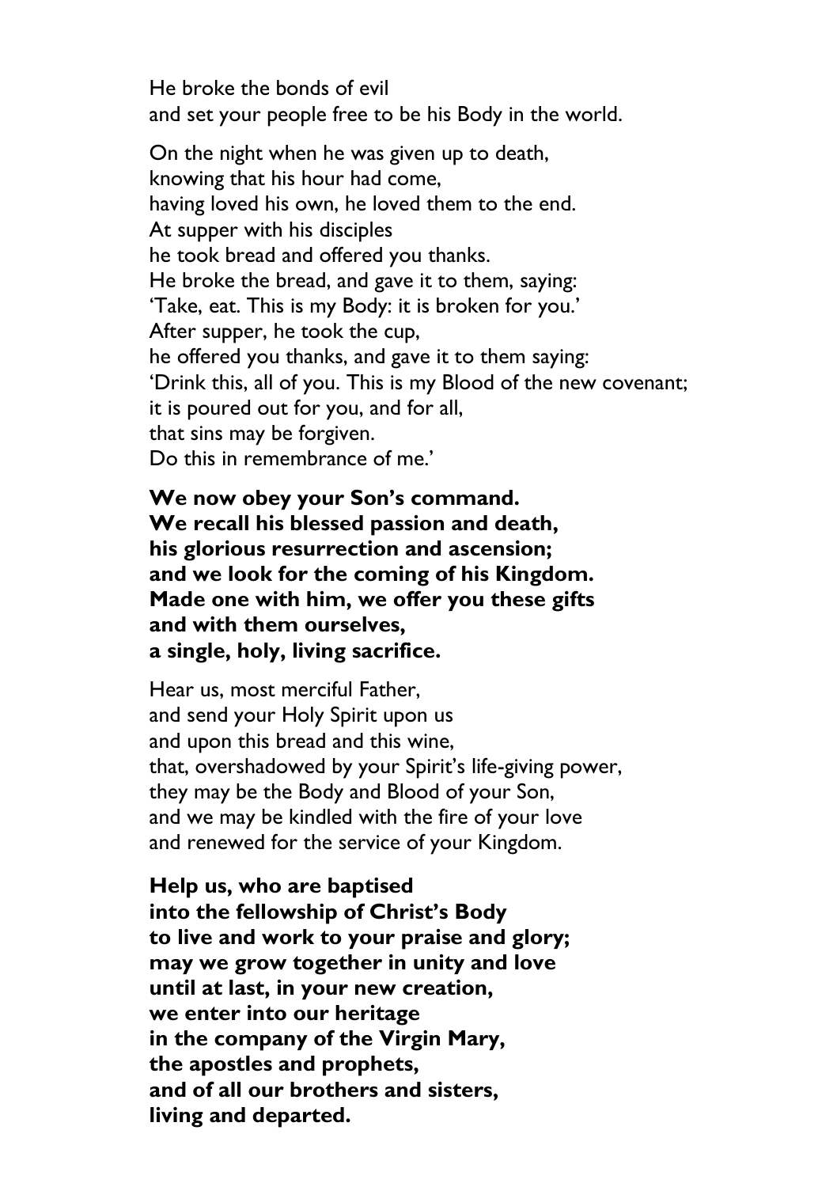He broke the bonds of evil
and set your people free to be his Body in the world.

On the night when he was given up to death,
knowing that his hour had come,
having loved his own, he loved them to the end.
At supper with his disciples
he took bread and offered you thanks.
He broke the bread, and gave it to them, saying:
'Take, eat. This is my Body: it is broken for you.'
After supper, he took the cup,
he offered you thanks, and gave it to them saying:
'Drink this, all of you. This is my Blood of the new covenant;
it is poured out for you, and for all,
that sins may be forgiven.
Do this in remembrance of me.'

**We now obey your Son's command.**
**We recall his blessed passion and death,**
**his glorious resurrection and ascension;**
**and we look for the coming of his Kingdom.**
**Made one with him, we offer you these gifts**
**and with them ourselves,**
**a single, holy, living sacrifice.**

Hear us, most merciful Father,
and send your Holy Spirit upon us
and upon this bread and this wine,
that, overshadowed by your Spirit's life-giving power,
they may be the Body and Blood of your Son,
and we may be kindled with the fire of your love
and renewed for the service of your Kingdom.

**Help us, who are baptised**
**into the fellowship of Christ's Body**
**to live and work to your praise and glory;**
**may we grow together in unity and love**
**until at last, in your new creation,**
**we enter into our heritage**
**in the company of the Virgin Mary,**
**the apostles and prophets,**
**and of all our brothers and sisters,**
**living and departed.**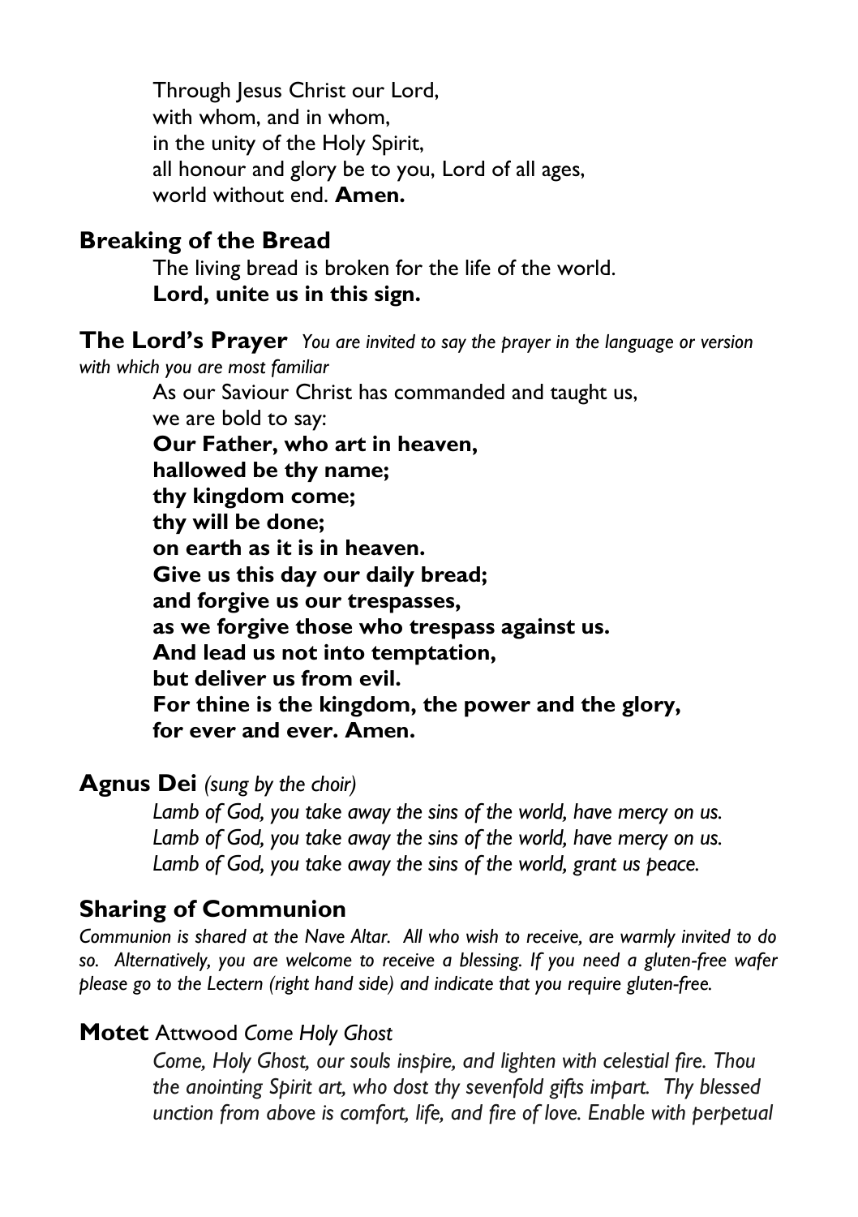Through Jesus Christ our Lord,
with whom, and in whom,
in the unity of the Holy Spirit,
all honour and glory be to you, Lord of all ages,
world without end. **Amen.**

## Breaking of the Bread

The living bread is broken for the life of the world.
**Lord, unite us in this sign.**

## The Lord's Prayer *You are invited to say the prayer in the language or version with which you are most familiar*

As our Saviour Christ has commanded and taught us,
we are bold to say:
**Our Father, who art in heaven,**
**hallowed be thy name;**
**thy kingdom come;**
**thy will be done;**
**on earth as it is in heaven.**
**Give us this day our daily bread;**
**and forgive us our trespasses,**
**as we forgive those who trespass against us.**
**And lead us not into temptation,**
**but deliver us from evil.**
**For thine is the kingdom, the power and the glory,**
**for ever and ever. Amen.**

## Agnus Dei *(sung by the choir)*

*Lamb of God, you take away the sins of the world, have mercy on us.*
*Lamb of God, you take away the sins of the world, have mercy on us.*
*Lamb of God, you take away the sins of the world, grant us peace.*

## Sharing of Communion

*Communion is shared at the Nave Altar. All who wish to receive, are warmly invited to do so. Alternatively, you are welcome to receive a blessing. If you need a gluten-free wafer please go to the Lectern (right hand side) and indicate that you require gluten-free.*

## Motet Attwood *Come Holy Ghost*

*Come, Holy Ghost, our souls inspire, and lighten with celestial fire. Thou the anointing Spirit art, who dost thy sevenfold gifts impart. Thy blessed unction from above is comfort, life, and fire of love. Enable with perpetual*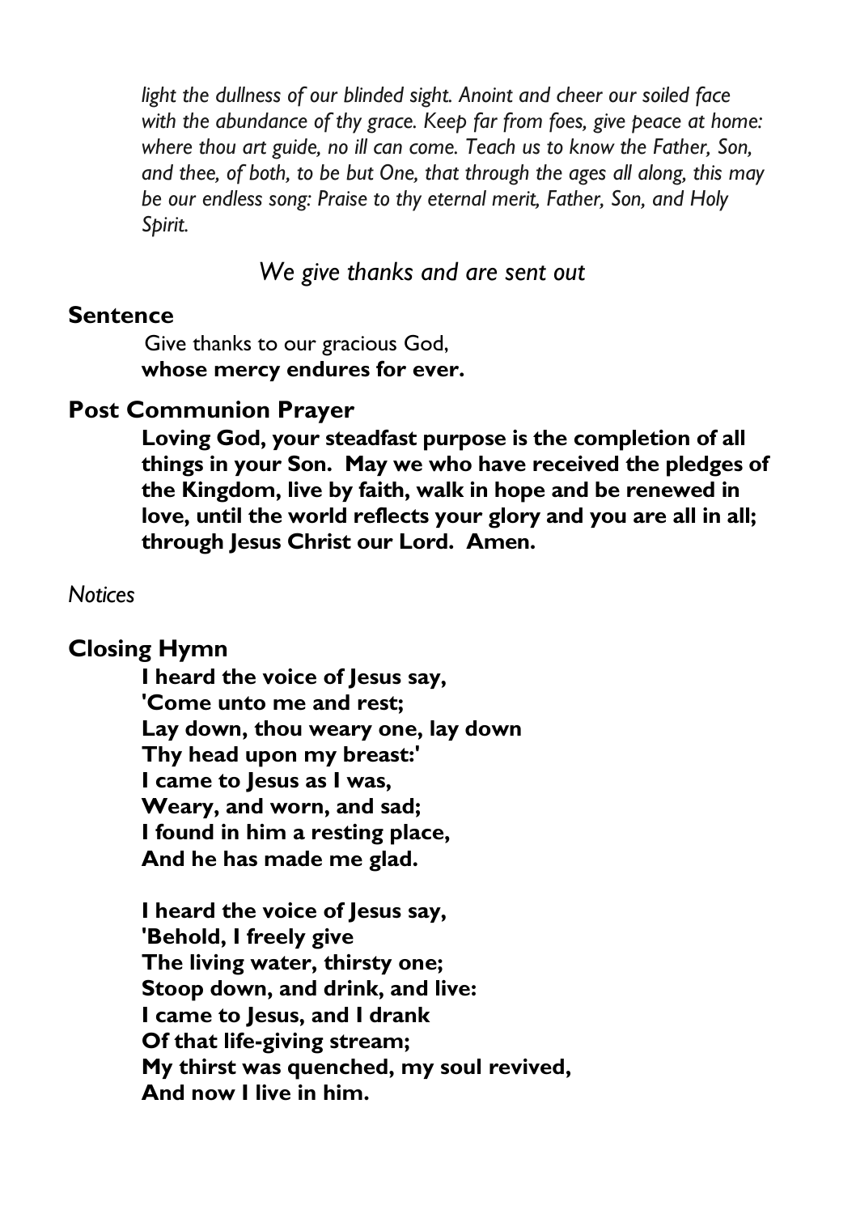*light the dullness of our blinded sight. Anoint and cheer our soiled face with the abundance of thy grace. Keep far from foes, give peace at home: where thou art guide, no ill can come. Teach us to know the Father, Son, and thee, of both, to be but One, that through the ages all along, this may be our endless song: Praise to thy eternal merit, Father, Son, and Holy Spirit.*

*We give thanks and are sent out*

## Sentence

Give thanks to our gracious God,
**whose mercy endures for ever.**

## Post Communion Prayer

**Loving God, your steadfast purpose is the completion of all things in your Son. May we who have received the pledges of the Kingdom, live by faith, walk in hope and be renewed in love, until the world reflects your glory and you are all in all; through Jesus Christ our Lord. Amen.**

*Notices*

## Closing Hymn

**I heard the voice of Jesus say,**
**'Come unto me and rest;**
**Lay down, thou weary one, lay down**
**Thy head upon my breast:'**
**I came to Jesus as I was,**
**Weary, and worn, and sad;**
**I found in him a resting place,**
**And he has made me glad.**

**I heard the voice of Jesus say,**
**'Behold, I freely give**
**The living water, thirsty one;**
**Stoop down, and drink, and live:**
**I came to Jesus, and I drank**
**Of that life-giving stream;**
**My thirst was quenched, my soul revived,**
**And now I live in him.**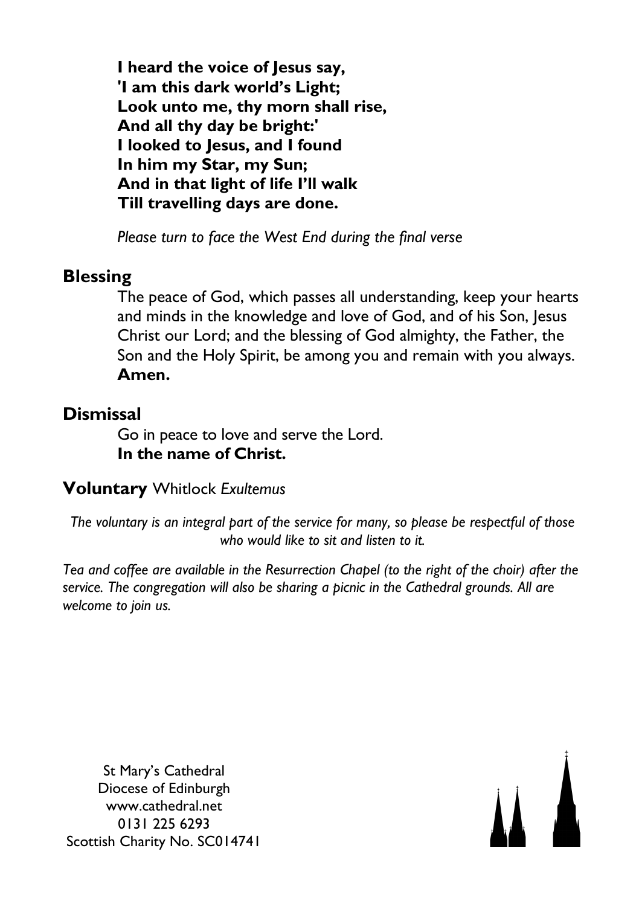**I heard the voice of Jesus say,**
**'I am this dark world's Light;**
**Look unto me, thy morn shall rise,**
**And all thy day be bright:'**
**I looked to Jesus, and I found**
**In him my Star, my Sun;**
**And in that light of life I'll walk**
**Till travelling days are done.**

*Please turn to face the West End during the final verse*

## Blessing

The peace of God, which passes all understanding, keep your hearts and minds in the knowledge and love of God, and of his Son, Jesus Christ our Lord; and the blessing of God almighty, the Father, the Son and the Holy Spirit, be among you and remain with you always.
**Amen.**

## Dismissal

Go in peace to love and serve the Lord.
**In the name of Christ.**

## Voluntary Whitlock *Exultemus*

*The voluntary is an integral part of the service for many, so please be respectful of those who would like to sit and listen to it.*

*Tea and coffee are available in the Resurrection Chapel (to the right of the choir) after the service. The congregation will also be sharing a picnic in the Cathedral grounds. All are welcome to join us.*

St Mary's Cathedral
Diocese of Edinburgh
www.cathedral.net
0131 225 6293
Scottish Charity No. SC014741